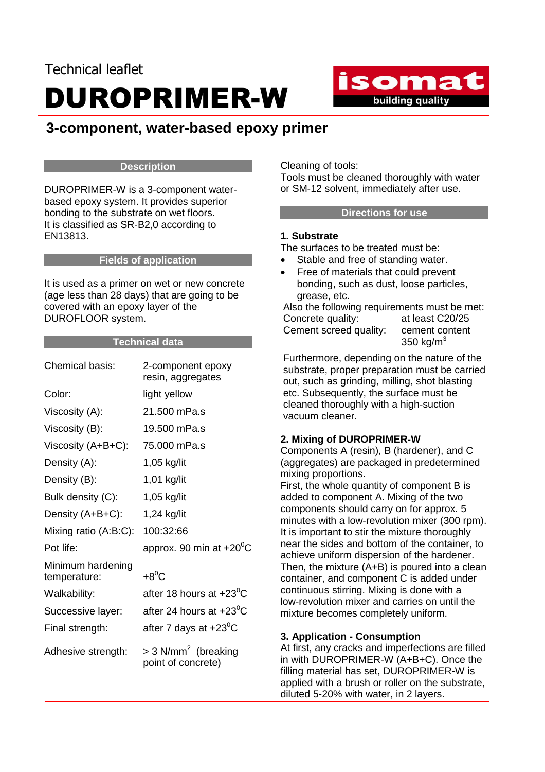Technical leaflet

# DUROPRIMER-W

isomat
building quality

## 3-component, water-based epoxy primer

### Description

DUROPRIMER-W is a 3-component water-based epoxy system. It provides superior bonding to the substrate on wet floors.
It is classified as SR-B2,0 according to EN13813.

### Fields of application

It is used as a primer on wet or new concrete (age less than 28 days) that are going to be covered with an epoxy layer of the DUROFLOOR system.

### Technical data

| | |
|---|---|
| Chemical basis: | 2-component epoxy resin, aggregates |
| Color: | light yellow |
| Viscosity (A): | 21.500 mPa.s |
| Viscosity (B): | 19.500 mPa.s |
| Viscosity (A+B+C): | 75.000 mPa.s |
| Density (A): | 1,05 kg/lit |
| Density (B): | 1,01 kg/lit |
| Bulk density (C): | 1,05 kg/lit |
| Density (A+B+C): | 1,24 kg/lit |
| Mixing ratio (A:B:C): | 100:32:66 |
| Pot life: | approx. 90 min at +20$^0$C |
| Minimum hardening temperature: | +8$^0$C |
| Walkability: | after 18 hours at +23$^0$C |
| Successive layer: | after 24 hours at +23$^0$C |
| Final strength: | after 7 days at +23$^0$C |
| Adhesive strength: | > 3 N/mm$^2$ (breaking point of concrete) |

Cleaning of tools:
Tools must be cleaned thoroughly with water or SM-12 solvent, immediately after use.

### Directions for use

**1. Substrate**

The surfaces to be treated must be:

- Stable and free of standing water.
- Free of materials that could prevent bonding, such as dust, loose particles, grease, etc.

Also the following requirements must be met:

| | |
|---|---|
| Concrete quality: | at least C20/25 |
| Cement screed quality: | cement content 350 kg/m$^3$ |

Furthermore, depending on the nature of the substrate, proper preparation must be carried out, such as grinding, milling, shot blasting etc. Subsequently, the surface must be cleaned thoroughly with a high-suction vacuum cleaner.

**2. Mixing of DUROPRIMER-W**

Components A (resin), B (hardener), and C (aggregates) are packaged in predetermined mixing proportions.
First, the whole quantity of component B is added to component A. Mixing of the two components should carry on for approx. 5 minutes with a low-revolution mixer (300 rpm). It is important to stir the mixture thoroughly near the sides and bottom of the container, to achieve uniform dispersion of the hardener. Then, the mixture (A+B) is poured into a clean container, and component C is added under continuous stirring. Mixing is done with a low-revolution mixer and carries on until the mixture becomes completely uniform.

**3. Application - Consumption**

At first, any cracks and imperfections are filled in with DUROPRIMER-W (A+B+C). Once the filling material has set, DUROPRIMER-W is applied with a brush or roller on the substrate, diluted 5-20% with water, in 2 layers.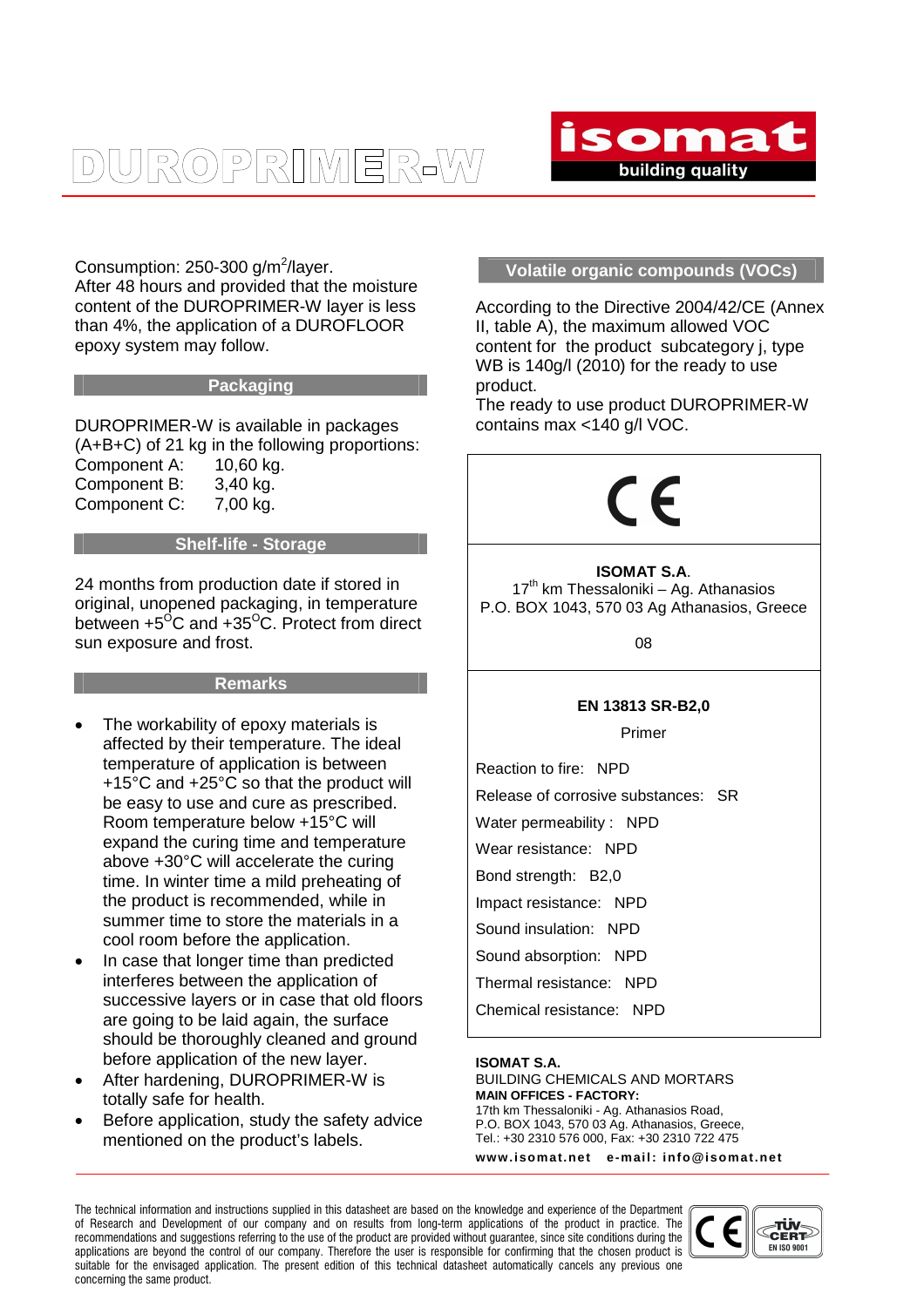# DUROPRIMER-W

Consumption: 250-300 g/m$^2$/layer.
After 48 hours and provided that the moisture content of the DUROPRIMER-W layer is less than 4%, the application of a DUROFLOOR epoxy system may follow.

## Packaging

DUROPRIMER-W is available in packages (A+B+C) of 21 kg in the following proportions:

| | |
|---|---|
| Component A: | 10,60 kg. |
| Component B: | 3,40 kg. |
| Component C: | 7,00 kg. |

## Shelf-life - Storage

24 months from production date if stored in original, unopened packaging, in temperature between +5$^{O}$C and +35$^{O}$C. Protect from direct sun exposure and frost.

## Remarks

- The workability of epoxy materials is affected by their temperature. The ideal temperature of application is between +15°C and +25°C so that the product will be easy to use and cure as prescribed. Room temperature below +15°C will expand the curing time and temperature above +30°C will accelerate the curing time. In winter time a mild preheating of the product is recommended, while in summer time to store the materials in a cool room before the application.
- In case that longer time than predicted interferes between the application of successive layers or in case that old floors are going to be laid again, the surface should be thoroughly cleaned and ground before application of the new layer.
- After hardening, DUROPRIMER-W is totally safe for health.
- Before application, study the safety advice mentioned on the product's labels.

## Volatile organic compounds (VOCs)

According to the Directive 2004/42/CE (Annex II, table A), the maximum allowed VOC content for the product subcategory j, type WB is 140g/l (2010) for the ready to use product.
The ready to use product DUROPRIMER-W contains max <140 g/l VOC.

CE

**ISOMAT S.A.**
17th km Thessaloniki – Ag. Athanasios
P.O. BOX 1043, 570 03 Ag Athanasios, Greece

08

**EN 13813 SR-B2,0**

Primer

Reaction to fire: NPD
Release of corrosive substances: SR
Water permeability : NPD
Wear resistance: NPD
Bond strength: B2,0
Impact resistance: NPD
Sound insulation: NPD
Sound absorption: NPD
Thermal resistance: NPD
Chemical resistance: NPD

**ISOMAT S.A.**
BUILDING CHEMICALS AND MORTARS
**MAIN OFFICES - FACTORY:**
17th km Thessaloniki - Ag. Athanasios Road,
P.O. BOX 1043, 570 03 Ag. Athanasios, Greece,
Tel.: +30 2310 576 000, Fax: +30 2310 722 475
**www.isomat.net e-mail: info@isomat.net**

The technical information and instructions supplied in this datasheet are based on the knowledge and experience of the Department of Research and Development of our company and on results from long-term applications of the product in practice. The recommendations and suggestions referring to the use of the product are provided without guarantee, since site conditions during the applications are beyond the control of our company. Therefore the user is responsible for confirming that the chosen product is suitable for the envisaged application. The present edition of this technical datasheet automatically cancels any previous one concerning the same product.

CE TÜV CERT EN ISO 9001